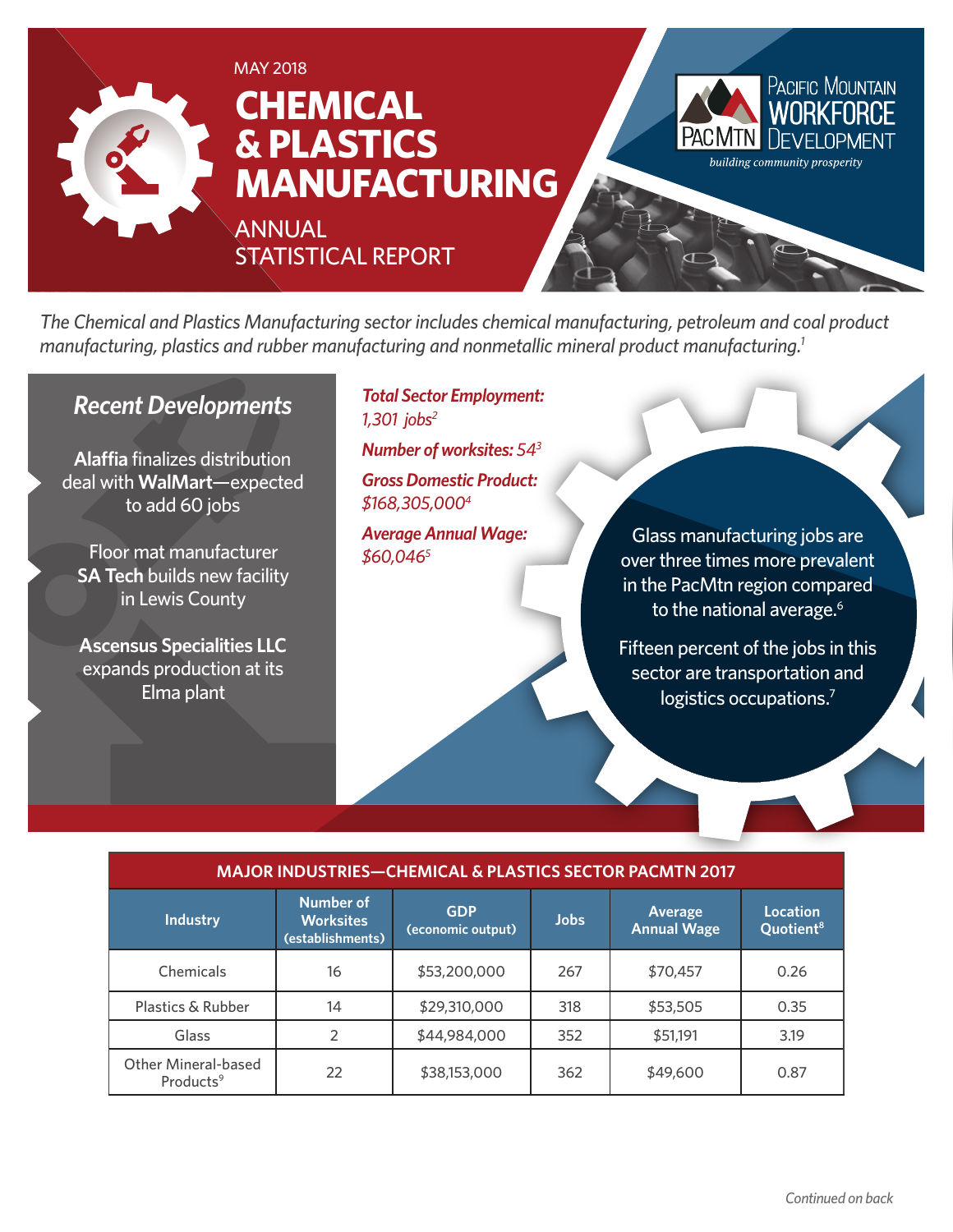MAY 2018

# CHEMICAL & PLASTICS MANUFACTURING

## ANNUAL STATISTICAL REPORT

PACIFIC MOUNTAIN WORKFORCE DEVELOPMENT

PACMTN

*building community prosperity*

*The Chemical and Plastics Manufacturing sector includes chemical manufacturing, petroleum and coal product manufacturing, plastics and rubber manufacturing and nonmetallic mineral product manufacturing.*[1]

## *Recent Developments*

**Alaffia** finalizes distribution deal with **WalMart**—expected to add 60 jobs

Floor mat manufacturer **SA Tech** builds new facility in Lewis County

**Ascensus Specialities LLC** expands production at its Elma plant

***Total Sector Employment:*** *1,301 jobs*[2]

***Number of worksites:*** *54*[3]

***Gross Domestic Product:*** *$168,305,000*[4]

***Average Annual Wage:*** *$60,046*[5]

Glass manufacturing jobs are over three times more prevalent in the PacMtn region compared to the national average.[6]

Fifteen percent of the jobs in this sector are transportation and logistics occupations.[7]

**MAJOR INDUSTRIES—CHEMICAL & PLASTICS SECTOR PACMTN 2017**

| Industry | Number of Worksites (establishments) | GDP (economic output) | Jobs | Average Annual Wage | Location Quotient[8] |
|---|---|---|---|---|---|
| Chemicals | 16 | $53,200,000 | 267 | $70,457 | 0.26 |
| Plastics & Rubber | 14 | $29,310,000 | 318 | $53,505 | 0.35 |
| Glass | 2 | $44,984,000 | 352 | $51,191 | 3.19 |
| Other Mineral-based Products[9] | 22 | $38,153,000 | 362 | $49,600 | 0.87 |

*Continued on back*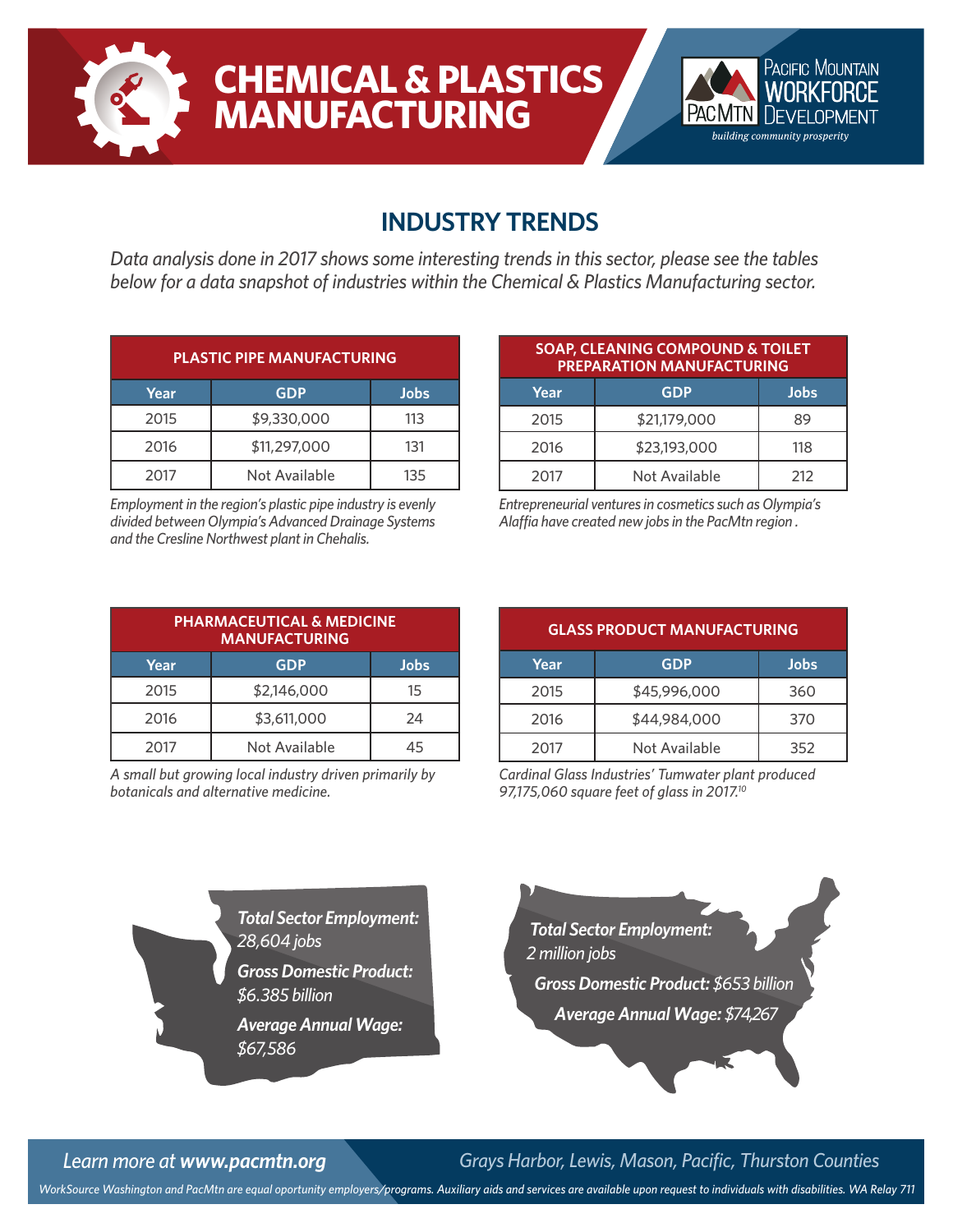# CHEMICAL & PLASTICS MANUFACTURING

Pacific Mountain Workforce Development — PacMtn — *building community prosperity*

## INDUSTRY TRENDS

*Data analysis done in 2017 shows some interesting trends in this sector, please see the tables below for a data snapshot of industries within the Chemical & Plastics Manufacturing sector.*

### PLASTIC PIPE MANUFACTURING

| Year | GDP | Jobs |
|---|---|---|
| 2015 | $9,330,000 | 113 |
| 2016 | $11,297,000 | 131 |
| 2017 | Not Available | 135 |

*Employment in the region's plastic pipe industry is evenly divided between Olympia's Advanced Drainage Systems and the Cresline Northwest plant in Chehalis.*

### SOAP, CLEANING COMPOUND & TOILET PREPARATION MANUFACTURING

| Year | GDP | Jobs |
|---|---|---|
| 2015 | $21,179,000 | 89 |
| 2016 | $23,193,000 | 118 |
| 2017 | Not Available | 212 |

*Entrepreneurial ventures in cosmetics such as Olympia's Alaffia have created new jobs in the PacMtn region .*

### PHARMACEUTICAL & MEDICINE MANUFACTURING

| Year | GDP | Jobs |
|---|---|---|
| 2015 | $2,146,000 | 15 |
| 2016 | $3,611,000 | 24 |
| 2017 | Not Available | 45 |

*A small but growing local industry driven primarily by botanicals and alternative medicine.*

### GLASS PRODUCT MANUFACTURING

| Year | GDP | Jobs |
|---|---|---|
| 2015 | $45,996,000 | 360 |
| 2016 | $44,984,000 | 370 |
| 2017 | Not Available | 352 |

*Cardinal Glass Industries' Tumwater plant produced 97,175,060 square feet of glass in 2017.*[10]

***Total Sector Employment:*** *28,604 jobs*

***Gross Domestic Product:*** *$6.385 billion*

***Average Annual Wage:*** *$67,586*

***Total Sector Employment:*** *2 million jobs*

***Gross Domestic Product:*** *$653 billion*

***Average Annual Wage:*** *$74,267*

*Learn more at* ***www.pacmtn.org***

*Grays Harbor, Lewis, Mason, Pacific, Thurston Counties*

*WorkSource Washington and PacMtn are equal oportunity employers/programs. Auxiliary aids and services are available upon request to individuals with disabilities. WA Relay 711*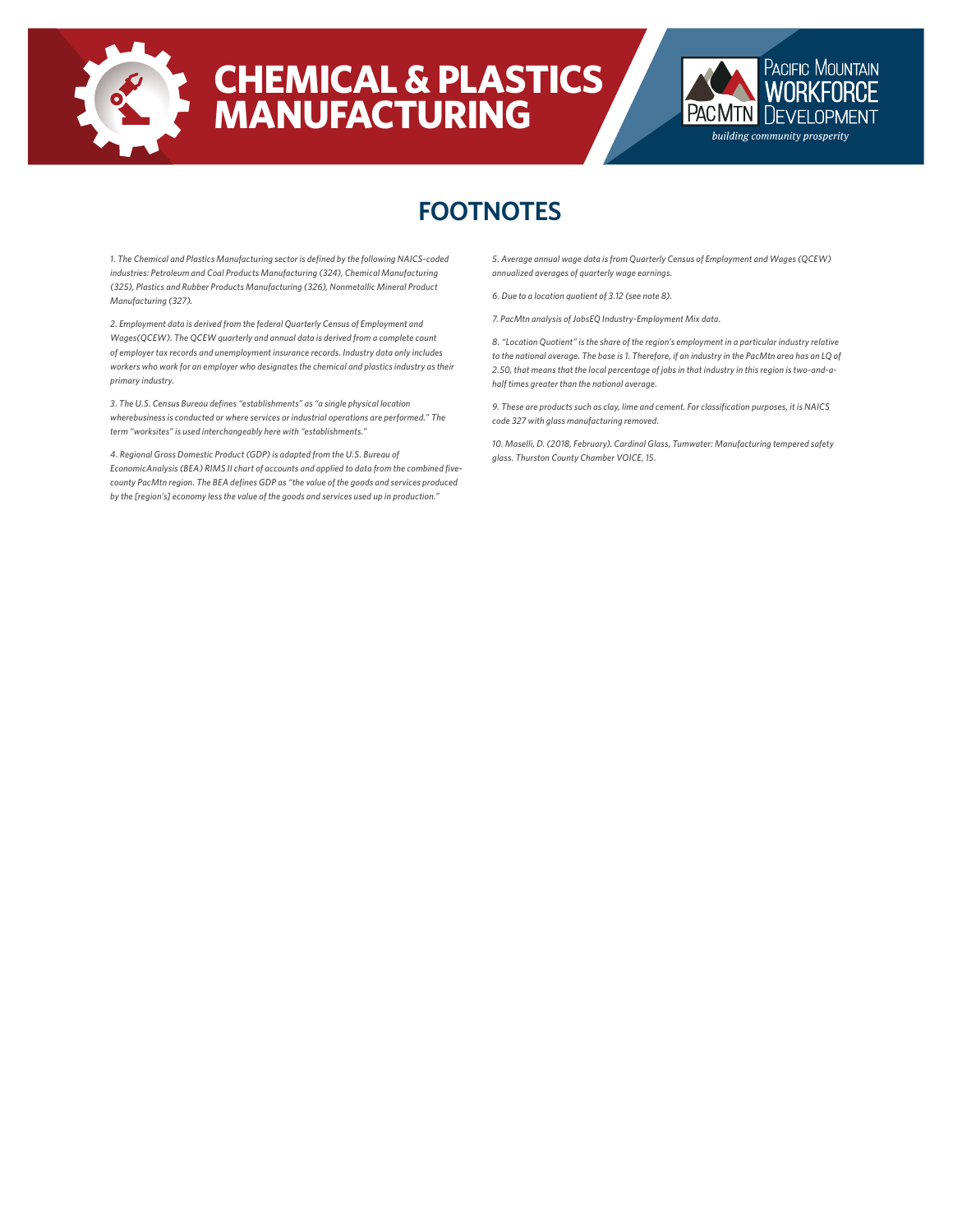# CHEMICAL & PLASTICS MANUFACTURING

## FOOTNOTES

*1. The Chemical and Plastics Manufacturing sector is defined by the following NAICS-coded industries: Petroleum and Coal Products Manufacturing (324), Chemical Manufacturing (325), Plastics and Rubber Products Manufacturing (326), Nonmetallic Mineral Product Manufacturing (327).*

*2. Employment data is derived from the federal Quarterly Census of Employment and Wages(QCEW). The QCEW quarterly and annual data is derived from a complete count of employer tax records and unemployment insurance records. Industry data only includes workers who work for an employer who designates the chemical and plastics industry as their primary industry.*

*3. The U.S. Census Bureau defines "establishments" as "a single physical location wherebusiness is conducted or where services or industrial operations are performed." The term "worksites" is used interchangeably here with "establishments."*

*4. Regional Gross Domestic Product (GDP) is adapted from the U.S. Bureau of EconomicAnalysis (BEA) RIMS II chart of accounts and applied to data from the combined five-county PacMtn region. The BEA defines GDP as "the value of the goods and services produced by the [region's] economy less the value of the goods and services used up in production."*

*5. Average annual wage data is from Quarterly Census of Employment and Wages (QCEW) annualized averages of quarterly wage earnings.*

*6. Due to a location quotient of 3.12 (see note 8).*

*7. PacMtn analysis of JobsEQ Industry-Employment Mix data.*

*8. "Location Quotient" is the share of the region's employment in a particular industry relative to the national average. The base is 1. Therefore, if an industry in the PacMtn area has an LQ of 2.50, that means that the local percentage of jobs in that industry in this region is two-and-a-half times greater than the national average.*

*9. These are products such as clay, lime and cement. For classification purposes, it is NAICS code 327 with glass manufacturing removed.*

*10. Maselli, D. (2018, February). Cardinal Glass, Tumwater: Manufacturing tempered safety glass. Thurston County Chamber VOICE, 15.*